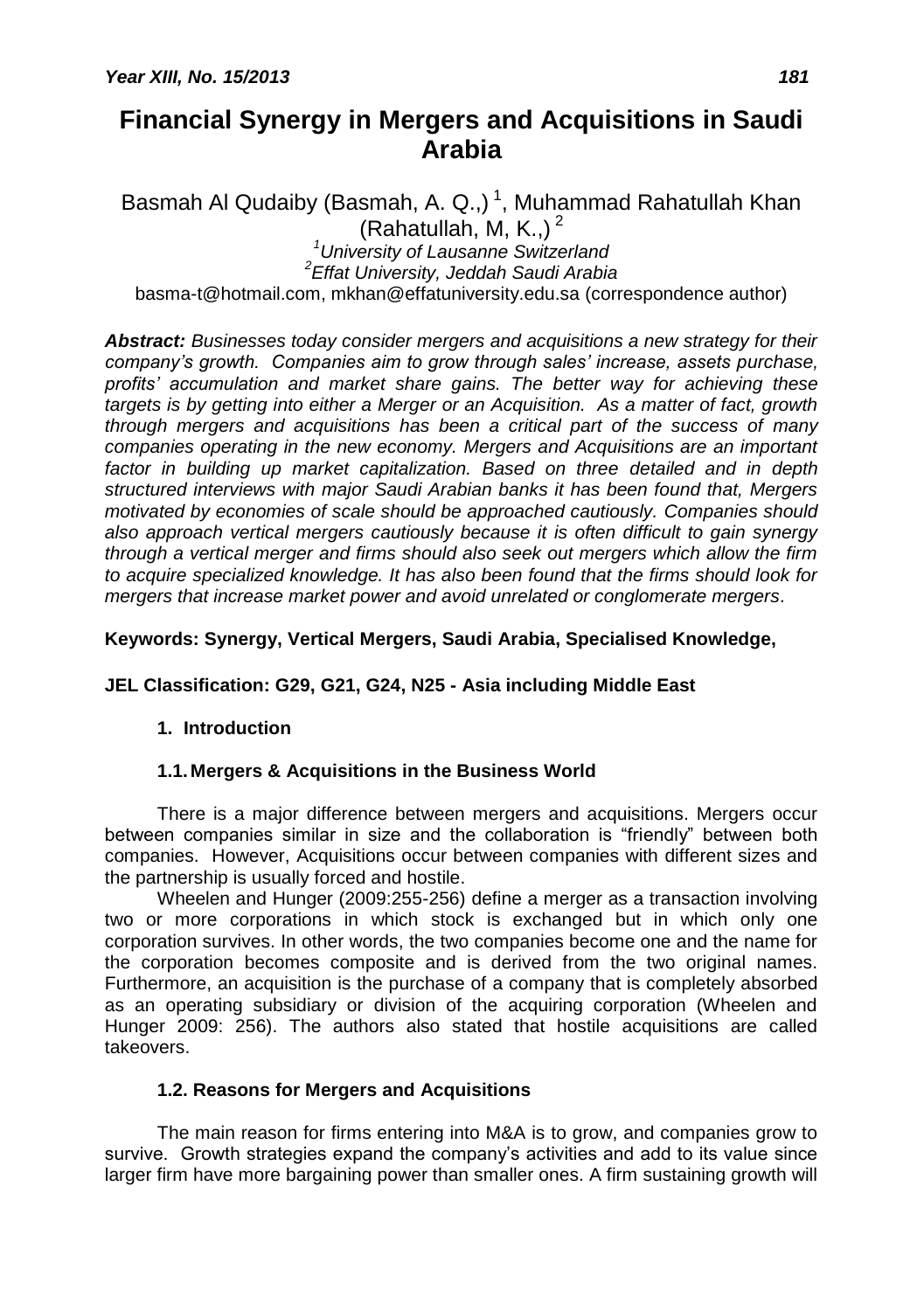# Financial Synergy in Mergers and Acquisitions in Saudi Arabia

Basmah Al Qudaiby (Basmah, A. Q.,) [1], Muhammad Rahatullah Khan (Rahatullah, M, K.,) [2]

[1] *University of Lausanne Switzerland*
[2] *Effat University, Jeddah Saudi Arabia*

basma-t@hotmail.com, mkhan@effatuniversity.edu.sa (correspondence author)

***Abstract:*** *Businesses today consider mergers and acquisitions a new strategy for their company's growth. Companies aim to grow through sales' increase, assets purchase, profits' accumulation and market share gains. The better way for achieving these targets is by getting into either a Merger or an Acquisition. As a matter of fact, growth through mergers and acquisitions has been a critical part of the success of many companies operating in the new economy. Mergers and Acquisitions are an important factor in building up market capitalization. Based on three detailed and in depth structured interviews with major Saudi Arabian banks it has been found that, Mergers motivated by economies of scale should be approached cautiously. Companies should also approach vertical mergers cautiously because it is often difficult to gain synergy through a vertical merger and firms should also seek out mergers which allow the firm to acquire specialized knowledge. It has also been found that the firms should look for mergers that increase market power and avoid unrelated or conglomerate mergers.*

**Keywords: Synergy, Vertical Mergers, Saudi Arabia, Specialised Knowledge,**

**JEL Classification: G29, G21, G24, N25 - Asia including Middle East**

## 1. Introduction

### 1.1. Mergers & Acquisitions in the Business World

There is a major difference between mergers and acquisitions. Mergers occur between companies similar in size and the collaboration is "friendly" between both companies. However, Acquisitions occur between companies with different sizes and the partnership is usually forced and hostile.

Wheelen and Hunger (2009:255-256) define a merger as a transaction involving two or more corporations in which stock is exchanged but in which only one corporation survives. In other words, the two companies become one and the name for the corporation becomes composite and is derived from the two original names. Furthermore, an acquisition is the purchase of a company that is completely absorbed as an operating subsidiary or division of the acquiring corporation (Wheelen and Hunger 2009: 256). The authors also stated that hostile acquisitions are called takeovers.

### 1.2. Reasons for Mergers and Acquisitions

The main reason for firms entering into M&A is to grow, and companies grow to survive. Growth strategies expand the company's activities and add to its value since larger firm have more bargaining power than smaller ones. A firm sustaining growth will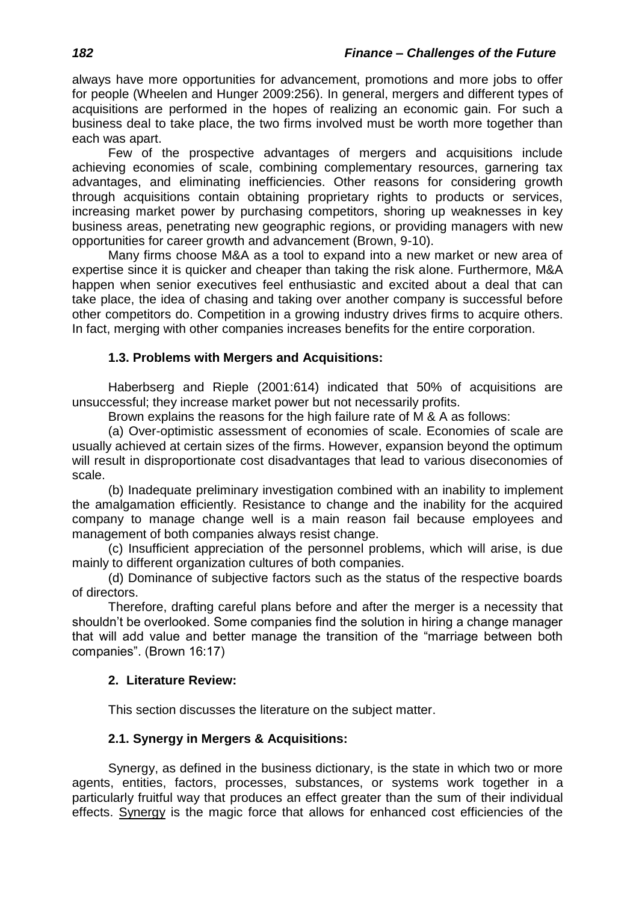always have more opportunities for advancement, promotions and more jobs to offer for people (Wheelen and Hunger 2009:256). In general, mergers and different types of acquisitions are performed in the hopes of realizing an economic gain. For such a business deal to take place, the two firms involved must be worth more together than each was apart.

Few of the prospective advantages of mergers and acquisitions include achieving economies of scale, combining complementary resources, garnering tax advantages, and eliminating inefficiencies. Other reasons for considering growth through acquisitions contain obtaining proprietary rights to products or services, increasing market power by purchasing competitors, shoring up weaknesses in key business areas, penetrating new geographic regions, or providing managers with new opportunities for career growth and advancement (Brown, 9-10).

Many firms choose M&A as a tool to expand into a new market or new area of expertise since it is quicker and cheaper than taking the risk alone. Furthermore, M&A happen when senior executives feel enthusiastic and excited about a deal that can take place, the idea of chasing and taking over another company is successful before other competitors do. Competition in a growing industry drives firms to acquire others. In fact, merging with other companies increases benefits for the entire corporation.

### 1.3. Problems with Mergers and Acquisitions:

Haberbserg and Rieple (2001:614) indicated that 50% of acquisitions are unsuccessful; they increase market power but not necessarily profits.

Brown explains the reasons for the high failure rate of M & A as follows:

(a) Over-optimistic assessment of economies of scale. Economies of scale are usually achieved at certain sizes of the firms. However, expansion beyond the optimum will result in disproportionate cost disadvantages that lead to various diseconomies of scale.

(b) Inadequate preliminary investigation combined with an inability to implement the amalgamation efficiently. Resistance to change and the inability for the acquired company to manage change well is a main reason fail because employees and management of both companies always resist change.

(c) Insufficient appreciation of the personnel problems, which will arise, is due mainly to different organization cultures of both companies.

(d) Dominance of subjective factors such as the status of the respective boards of directors.

Therefore, drafting careful plans before and after the merger is a necessity that shouldn't be overlooked. Some companies find the solution in hiring a change manager that will add value and better manage the transition of the "marriage between both companies". (Brown 16:17)

## 2. Literature Review:

This section discusses the literature on the subject matter.

### 2.1. Synergy in Mergers & Acquisitions:

Synergy, as defined in the business dictionary, is the state in which two or more agents, entities, factors, processes, substances, or systems work together in a particularly fruitful way that produces an effect greater than the sum of their individual effects. Synergy is the magic force that allows for enhanced cost efficiencies of the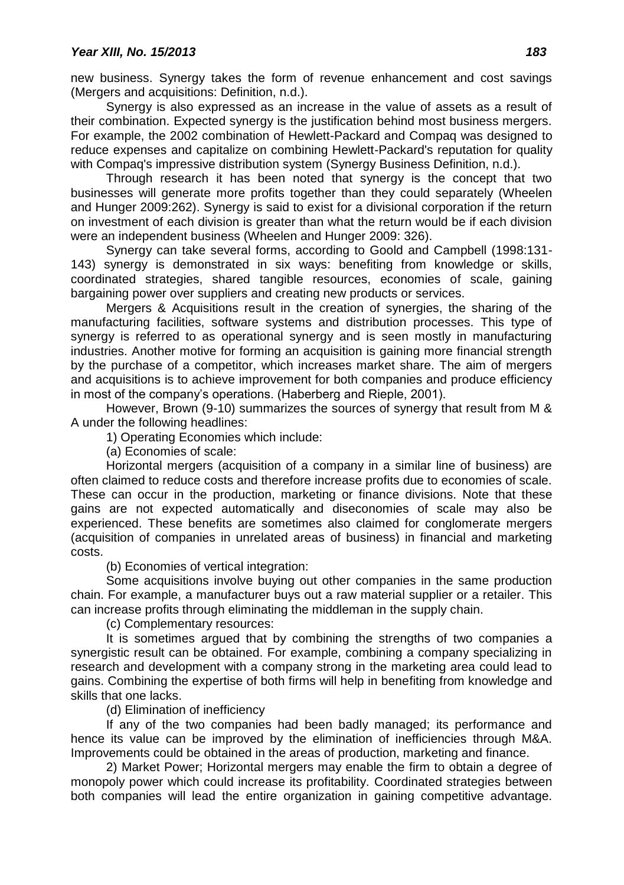new business. Synergy takes the form of revenue enhancement and cost savings (Mergers and acquisitions: Definition, n.d.).

Synergy is also expressed as an increase in the value of assets as a result of their combination. Expected synergy is the justification behind most business mergers. For example, the 2002 combination of Hewlett-Packard and Compaq was designed to reduce expenses and capitalize on combining Hewlett-Packard's reputation for quality with Compaq's impressive distribution system (Synergy Business Definition, n.d.).

Through research it has been noted that synergy is the concept that two businesses will generate more profits together than they could separately (Wheelen and Hunger 2009:262). Synergy is said to exist for a divisional corporation if the return on investment of each division is greater than what the return would be if each division were an independent business (Wheelen and Hunger 2009: 326).

Synergy can take several forms, according to Goold and Campbell (1998:131-143) synergy is demonstrated in six ways: benefiting from knowledge or skills, coordinated strategies, shared tangible resources, economies of scale, gaining bargaining power over suppliers and creating new products or services.

Mergers & Acquisitions result in the creation of synergies, the sharing of the manufacturing facilities, software systems and distribution processes. This type of synergy is referred to as operational synergy and is seen mostly in manufacturing industries. Another motive for forming an acquisition is gaining more financial strength by the purchase of a competitor, which increases market share. The aim of mergers and acquisitions is to achieve improvement for both companies and produce efficiency in most of the company's operations. (Haberberg and Rieple, 2001).

However, Brown (9-10) summarizes the sources of synergy that result from M & A under the following headlines:

1) Operating Economies which include:

(a) Economies of scale:

Horizontal mergers (acquisition of a company in a similar line of business) are often claimed to reduce costs and therefore increase profits due to economies of scale. These can occur in the production, marketing or finance divisions. Note that these gains are not expected automatically and diseconomies of scale may also be experienced. These benefits are sometimes also claimed for conglomerate mergers (acquisition of companies in unrelated areas of business) in financial and marketing costs.

(b) Economies of vertical integration:

Some acquisitions involve buying out other companies in the same production chain. For example, a manufacturer buys out a raw material supplier or a retailer. This can increase profits through eliminating the middleman in the supply chain.

(c) Complementary resources:

It is sometimes argued that by combining the strengths of two companies a synergistic result can be obtained. For example, combining a company specializing in research and development with a company strong in the marketing area could lead to gains. Combining the expertise of both firms will help in benefiting from knowledge and skills that one lacks.

(d) Elimination of inefficiency

If any of the two companies had been badly managed; its performance and hence its value can be improved by the elimination of inefficiencies through M&A. Improvements could be obtained in the areas of production, marketing and finance.

2) Market Power; Horizontal mergers may enable the firm to obtain a degree of monopoly power which could increase its profitability. Coordinated strategies between both companies will lead the entire organization in gaining competitive advantage.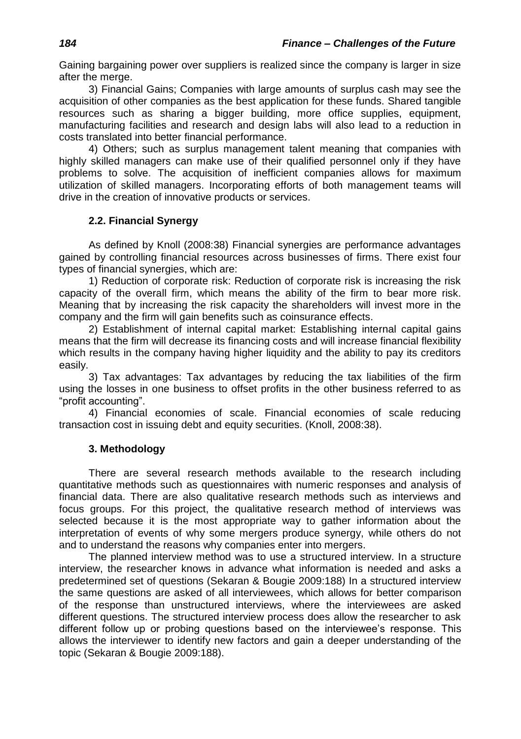Gaining bargaining power over suppliers is realized since the company is larger in size after the merge.

3) Financial Gains; Companies with large amounts of surplus cash may see the acquisition of other companies as the best application for these funds. Shared tangible resources such as sharing a bigger building, more office supplies, equipment, manufacturing facilities and research and design labs will also lead to a reduction in costs translated into better financial performance.

4) Others; such as surplus management talent meaning that companies with highly skilled managers can make use of their qualified personnel only if they have problems to solve. The acquisition of inefficient companies allows for maximum utilization of skilled managers. Incorporating efforts of both management teams will drive in the creation of innovative products or services.

### 2.2. Financial Synergy

As defined by Knoll (2008:38) Financial synergies are performance advantages gained by controlling financial resources across businesses of firms. There exist four types of financial synergies, which are:

1) Reduction of corporate risk: Reduction of corporate risk is increasing the risk capacity of the overall firm, which means the ability of the firm to bear more risk. Meaning that by increasing the risk capacity the shareholders will invest more in the company and the firm will gain benefits such as coinsurance effects.

2) Establishment of internal capital market: Establishing internal capital gains means that the firm will decrease its financing costs and will increase financial flexibility which results in the company having higher liquidity and the ability to pay its creditors easily.

3) Tax advantages: Tax advantages by reducing the tax liabilities of the firm using the losses in one business to offset profits in the other business referred to as "profit accounting".

4) Financial economies of scale. Financial economies of scale reducing transaction cost in issuing debt and equity securities. (Knoll, 2008:38).

## 3. Methodology

There are several research methods available to the research including quantitative methods such as questionnaires with numeric responses and analysis of financial data. There are also qualitative research methods such as interviews and focus groups. For this project, the qualitative research method of interviews was selected because it is the most appropriate way to gather information about the interpretation of events of why some mergers produce synergy, while others do not and to understand the reasons why companies enter into mergers.

The planned interview method was to use a structured interview. In a structure interview, the researcher knows in advance what information is needed and asks a predetermined set of questions (Sekaran & Bougie 2009:188) In a structured interview the same questions are asked of all interviewees, which allows for better comparison of the response than unstructured interviews, where the interviewees are asked different questions. The structured interview process does allow the researcher to ask different follow up or probing questions based on the interviewee's response. This allows the interviewer to identify new factors and gain a deeper understanding of the topic (Sekaran & Bougie 2009:188).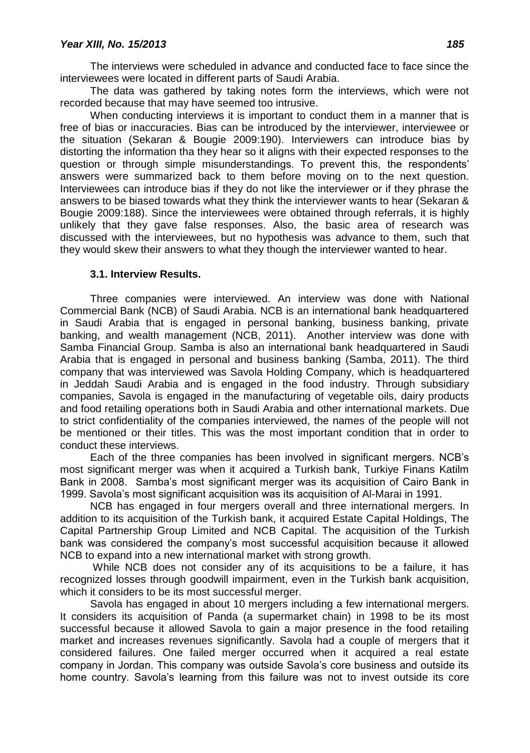The interviews were scheduled in advance and conducted face to face since the interviewees were located in different parts of Saudi Arabia.

The data was gathered by taking notes form the interviews, which were not recorded because that may have seemed too intrusive.

When conducting interviews it is important to conduct them in a manner that is free of bias or inaccuracies. Bias can be introduced by the interviewer, interviewee or the situation (Sekaran & Bougie 2009:190). Interviewers can introduce bias by distorting the information tha they hear so it aligns with their expected responses to the question or through simple misunderstandings. To prevent this, the respondents' answers were summarized back to them before moving on to the next question. Interviewees can introduce bias if they do not like the interviewer or if they phrase the answers to be biased towards what they think the interviewer wants to hear (Sekaran & Bougie 2009:188). Since the interviewees were obtained through referrals, it is highly unlikely that they gave false responses. Also, the basic area of research was discussed with the interviewees, but no hypothesis was advance to them, such that they would skew their answers to what they though the interviewer wanted to hear.

### 3.1. Interview Results.

Three companies were interviewed. An interview was done with National Commercial Bank (NCB) of Saudi Arabia. NCB is an international bank headquartered in Saudi Arabia that is engaged in personal banking, business banking, private banking, and wealth management (NCB, 2011). Another interview was done with Samba Financial Group. Samba is also an international bank headquartered in Saudi Arabia that is engaged in personal and business banking (Samba, 2011). The third company that was interviewed was Savola Holding Company, which is headquartered in Jeddah Saudi Arabia and is engaged in the food industry. Through subsidiary companies, Savola is engaged in the manufacturing of vegetable oils, dairy products and food retailing operations both in Saudi Arabia and other international markets. Due to strict confidentiality of the companies interviewed, the names of the people will not be mentioned or their titles. This was the most important condition that in order to conduct these interviews.

Each of the three companies has been involved in significant mergers. NCB's most significant merger was when it acquired a Turkish bank, Turkiye Finans Katilm Bank in 2008. Samba's most significant merger was its acquisition of Cairo Bank in 1999. Savola's most significant acquisition was its acquisition of Al-Marai in 1991.

NCB has engaged in four mergers overall and three international mergers. In addition to its acquisition of the Turkish bank, it acquired Estate Capital Holdings, The Capital Partnership Group Limited and NCB Capital. The acquisition of the Turkish bank was considered the company's most successful acquisition because it allowed NCB to expand into a new international market with strong growth.

While NCB does not consider any of its acquisitions to be a failure, it has recognized losses through goodwill impairment, even in the Turkish bank acquisition, which it considers to be its most successful merger.

Savola has engaged in about 10 mergers including a few international mergers. It considers its acquisition of Panda (a supermarket chain) in 1998 to be its most successful because it allowed Savola to gain a major presence in the food retailing market and increases revenues significantly. Savola had a couple of mergers that it considered failures. One failed merger occurred when it acquired a real estate company in Jordan. This company was outside Savola's core business and outside its home country. Savola's learning from this failure was not to invest outside its core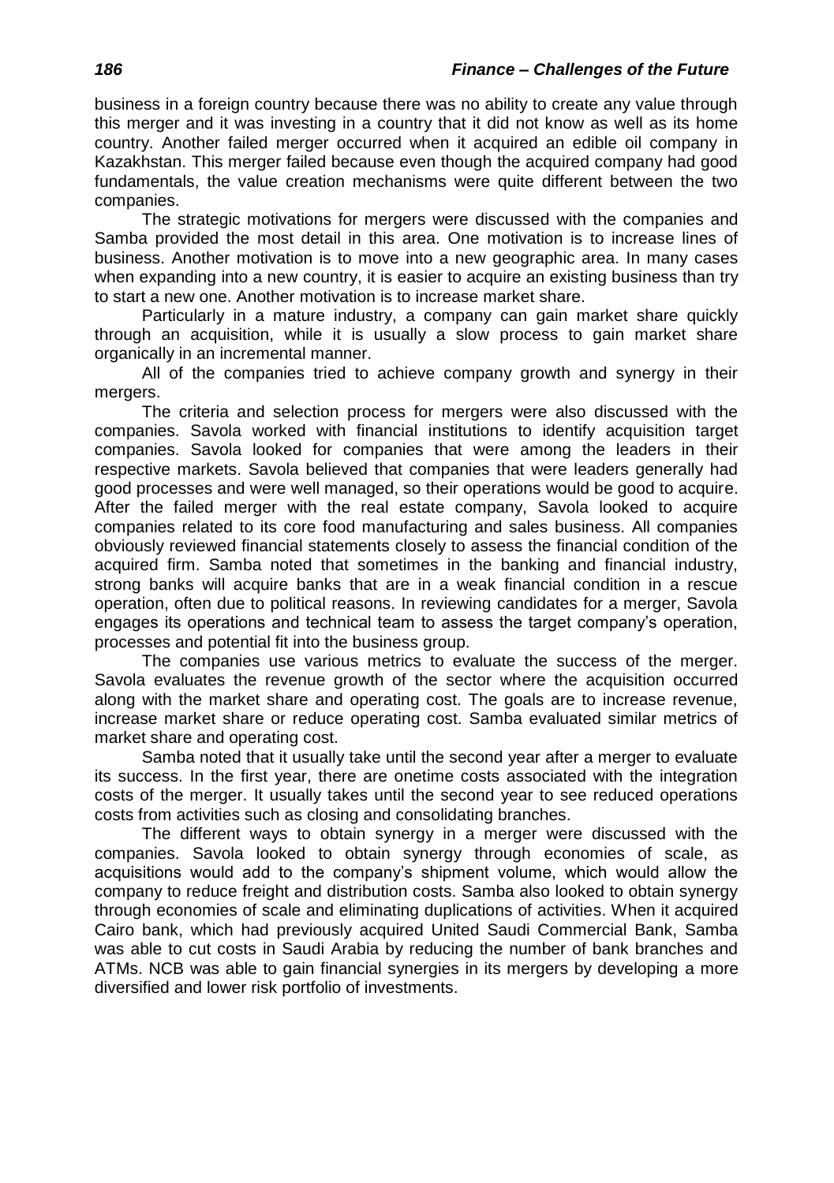business in a foreign country because there was no ability to create any value through this merger and it was investing in a country that it did not know as well as its home country. Another failed merger occurred when it acquired an edible oil company in Kazakhstan. This merger failed because even though the acquired company had good fundamentals, the value creation mechanisms were quite different between the two companies.

The strategic motivations for mergers were discussed with the companies and Samba provided the most detail in this area. One motivation is to increase lines of business. Another motivation is to move into a new geographic area. In many cases when expanding into a new country, it is easier to acquire an existing business than try to start a new one. Another motivation is to increase market share.

Particularly in a mature industry, a company can gain market share quickly through an acquisition, while it is usually a slow process to gain market share organically in an incremental manner.

All of the companies tried to achieve company growth and synergy in their mergers.

The criteria and selection process for mergers were also discussed with the companies. Savola worked with financial institutions to identify acquisition target companies. Savola looked for companies that were among the leaders in their respective markets. Savola believed that companies that were leaders generally had good processes and were well managed, so their operations would be good to acquire. After the failed merger with the real estate company, Savola looked to acquire companies related to its core food manufacturing and sales business. All companies obviously reviewed financial statements closely to assess the financial condition of the acquired firm. Samba noted that sometimes in the banking and financial industry, strong banks will acquire banks that are in a weak financial condition in a rescue operation, often due to political reasons. In reviewing candidates for a merger, Savola engages its operations and technical team to assess the target company's operation, processes and potential fit into the business group.

The companies use various metrics to evaluate the success of the merger. Savola evaluates the revenue growth of the sector where the acquisition occurred along with the market share and operating cost. The goals are to increase revenue, increase market share or reduce operating cost. Samba evaluated similar metrics of market share and operating cost.

Samba noted that it usually take until the second year after a merger to evaluate its success. In the first year, there are onetime costs associated with the integration costs of the merger. It usually takes until the second year to see reduced operations costs from activities such as closing and consolidating branches.

The different ways to obtain synergy in a merger were discussed with the companies. Savola looked to obtain synergy through economies of scale, as acquisitions would add to the company's shipment volume, which would allow the company to reduce freight and distribution costs. Samba also looked to obtain synergy through economies of scale and eliminating duplications of activities. When it acquired Cairo bank, which had previously acquired United Saudi Commercial Bank, Samba was able to cut costs in Saudi Arabia by reducing the number of bank branches and ATMs. NCB was able to gain financial synergies in its mergers by developing a more diversified and lower risk portfolio of investments.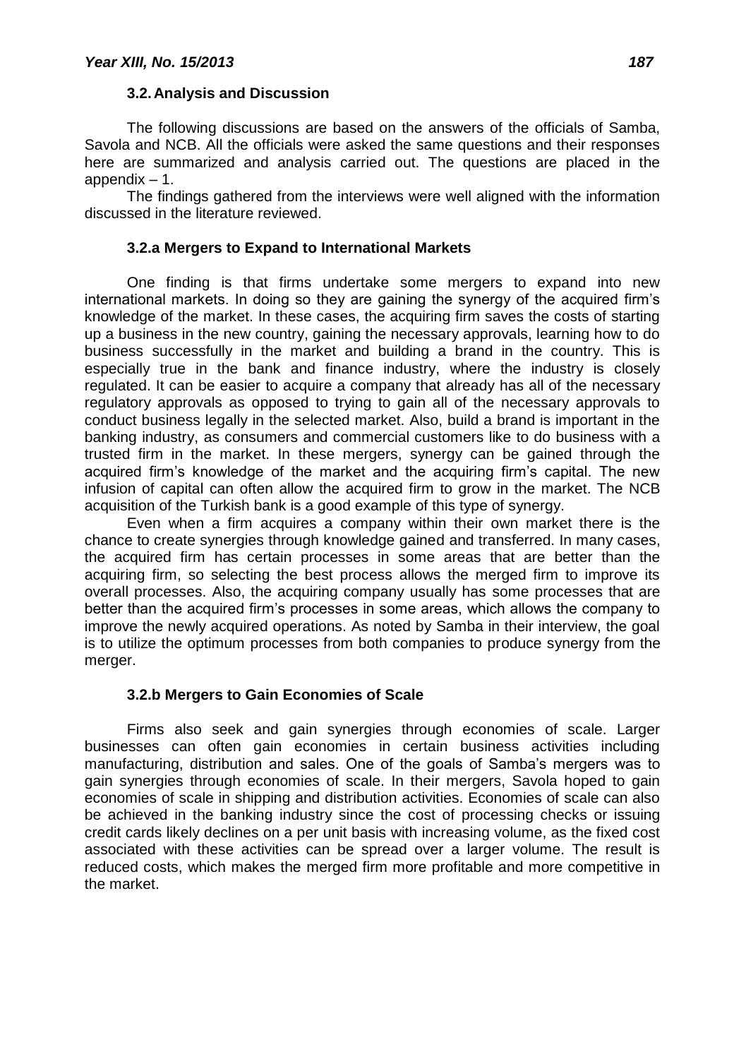### 3.2. Analysis and Discussion

The following discussions are based on the answers of the officials of Samba, Savola and NCB. All the officials were asked the same questions and their responses here are summarized and analysis carried out. The questions are placed in the appendix – 1.

The findings gathered from the interviews were well aligned with the information discussed in the literature reviewed.

#### 3.2.a Mergers to Expand to International Markets

One finding is that firms undertake some mergers to expand into new international markets. In doing so they are gaining the synergy of the acquired firm's knowledge of the market. In these cases, the acquiring firm saves the costs of starting up a business in the new country, gaining the necessary approvals, learning how to do business successfully in the market and building a brand in the country. This is especially true in the bank and finance industry, where the industry is closely regulated. It can be easier to acquire a company that already has all of the necessary regulatory approvals as opposed to trying to gain all of the necessary approvals to conduct business legally in the selected market. Also, build a brand is important in the banking industry, as consumers and commercial customers like to do business with a trusted firm in the market. In these mergers, synergy can be gained through the acquired firm's knowledge of the market and the acquiring firm's capital. The new infusion of capital can often allow the acquired firm to grow in the market. The NCB acquisition of the Turkish bank is a good example of this type of synergy.

Even when a firm acquires a company within their own market there is the chance to create synergies through knowledge gained and transferred. In many cases, the acquired firm has certain processes in some areas that are better than the acquiring firm, so selecting the best process allows the merged firm to improve its overall processes. Also, the acquiring company usually has some processes that are better than the acquired firm's processes in some areas, which allows the company to improve the newly acquired operations. As noted by Samba in their interview, the goal is to utilize the optimum processes from both companies to produce synergy from the merger.

#### 3.2.b Mergers to Gain Economies of Scale

Firms also seek and gain synergies through economies of scale. Larger businesses can often gain economies in certain business activities including manufacturing, distribution and sales. One of the goals of Samba's mergers was to gain synergies through economies of scale. In their mergers, Savola hoped to gain economies of scale in shipping and distribution activities. Economies of scale can also be achieved in the banking industry since the cost of processing checks or issuing credit cards likely declines on a per unit basis with increasing volume, as the fixed cost associated with these activities can be spread over a larger volume. The result is reduced costs, which makes the merged firm more profitable and more competitive in the market.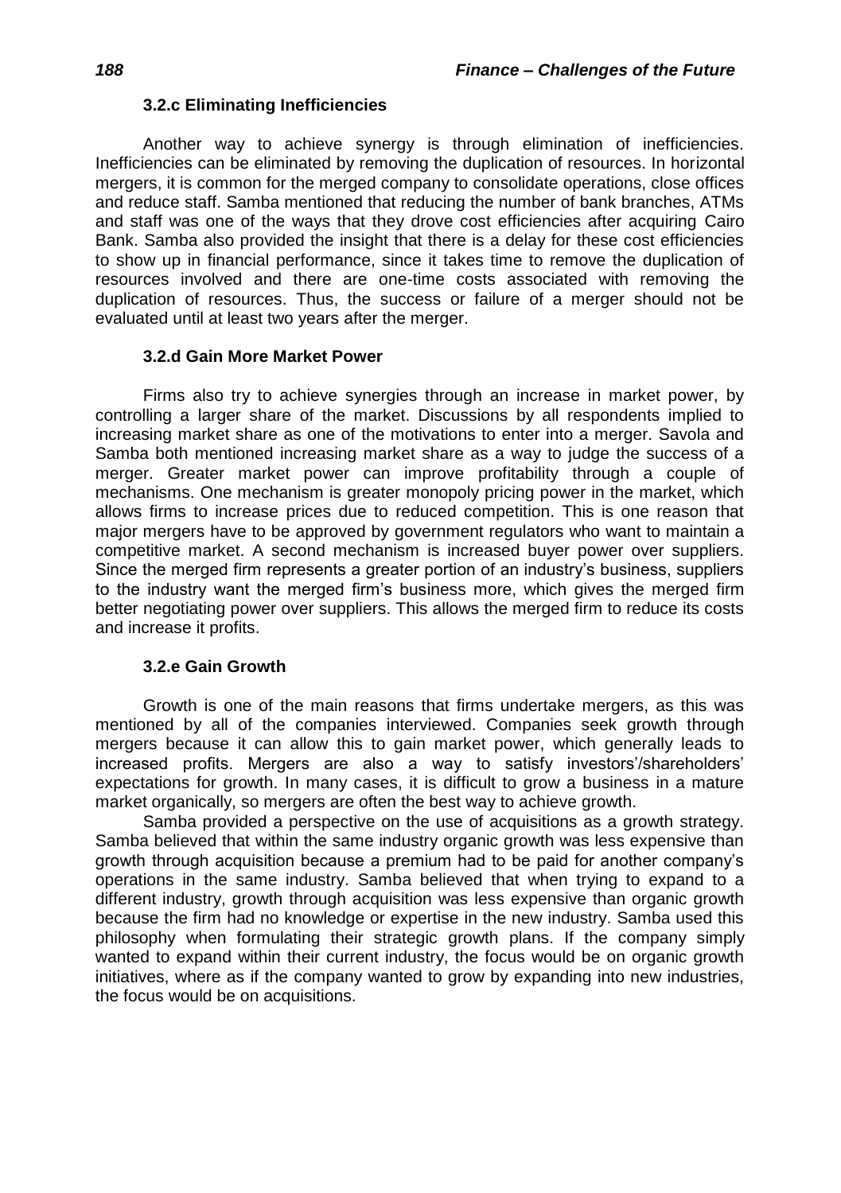### 3.2.c Eliminating Inefficiencies

Another way to achieve synergy is through elimination of inefficiencies. Inefficiencies can be eliminated by removing the duplication of resources. In horizontal mergers, it is common for the merged company to consolidate operations, close offices and reduce staff. Samba mentioned that reducing the number of bank branches, ATMs and staff was one of the ways that they drove cost efficiencies after acquiring Cairo Bank. Samba also provided the insight that there is a delay for these cost efficiencies to show up in financial performance, since it takes time to remove the duplication of resources involved and there are one-time costs associated with removing the duplication of resources. Thus, the success or failure of a merger should not be evaluated until at least two years after the merger.

### 3.2.d Gain More Market Power

Firms also try to achieve synergies through an increase in market power, by controlling a larger share of the market. Discussions by all respondents implied to increasing market share as one of the motivations to enter into a merger. Savola and Samba both mentioned increasing market share as a way to judge the success of a merger. Greater market power can improve profitability through a couple of mechanisms. One mechanism is greater monopoly pricing power in the market, which allows firms to increase prices due to reduced competition. This is one reason that major mergers have to be approved by government regulators who want to maintain a competitive market. A second mechanism is increased buyer power over suppliers. Since the merged firm represents a greater portion of an industry's business, suppliers to the industry want the merged firm's business more, which gives the merged firm better negotiating power over suppliers. This allows the merged firm to reduce its costs and increase it profits.

### 3.2.e Gain Growth

Growth is one of the main reasons that firms undertake mergers, as this was mentioned by all of the companies interviewed. Companies seek growth through mergers because it can allow this to gain market power, which generally leads to increased profits. Mergers are also a way to satisfy investors'/shareholders' expectations for growth. In many cases, it is difficult to grow a business in a mature market organically, so mergers are often the best way to achieve growth.

Samba provided a perspective on the use of acquisitions as a growth strategy. Samba believed that within the same industry organic growth was less expensive than growth through acquisition because a premium had to be paid for another company's operations in the same industry. Samba believed that when trying to expand to a different industry, growth through acquisition was less expensive than organic growth because the firm had no knowledge or expertise in the new industry. Samba used this philosophy when formulating their strategic growth plans. If the company simply wanted to expand within their current industry, the focus would be on organic growth initiatives, where as if the company wanted to grow by expanding into new industries, the focus would be on acquisitions.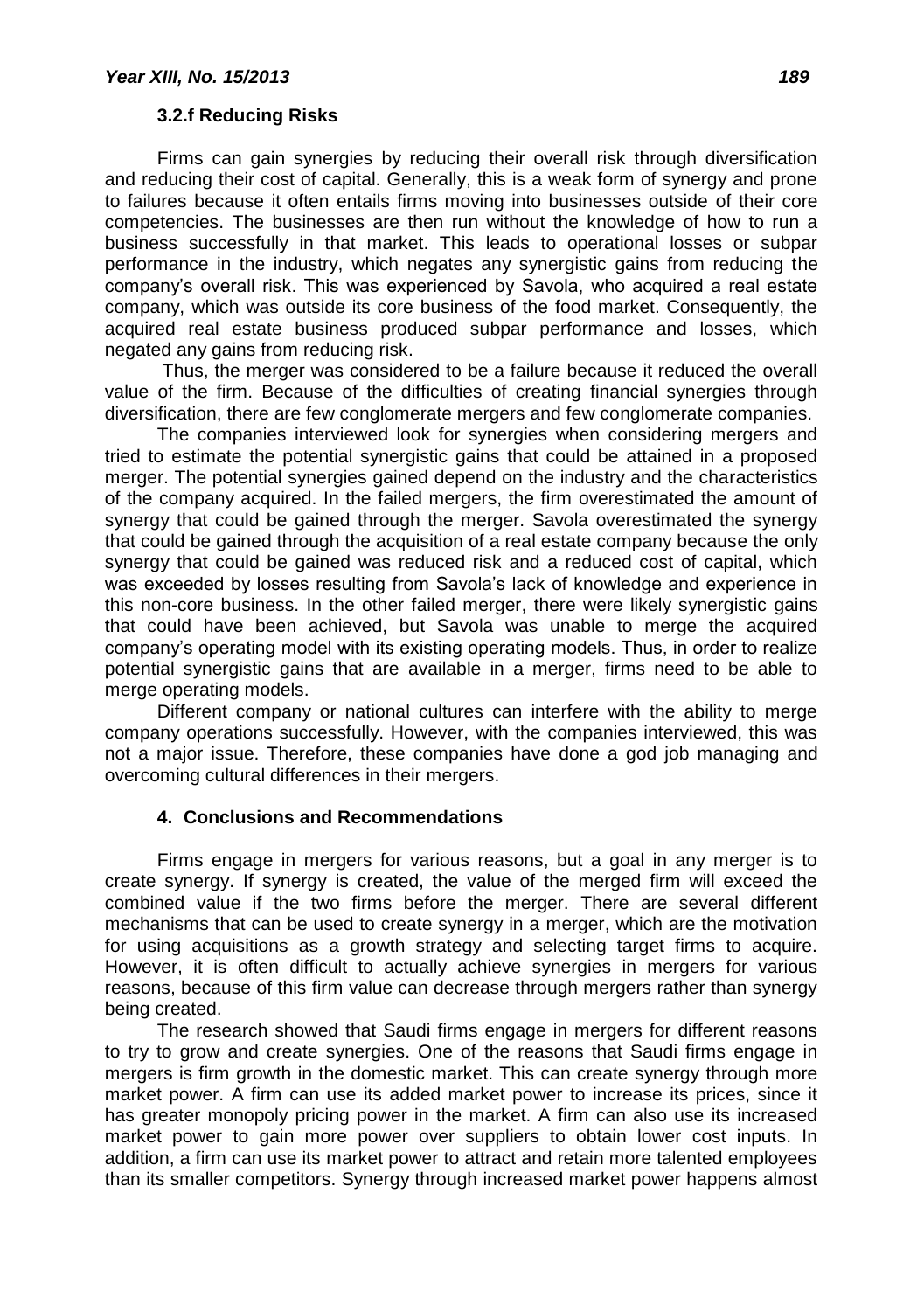### 3.2.f Reducing Risks

Firms can gain synergies by reducing their overall risk through diversification and reducing their cost of capital. Generally, this is a weak form of synergy and prone to failures because it often entails firms moving into businesses outside of their core competencies. The businesses are then run without the knowledge of how to run a business successfully in that market. This leads to operational losses or subpar performance in the industry, which negates any synergistic gains from reducing the company's overall risk. This was experienced by Savola, who acquired a real estate company, which was outside its core business of the food market. Consequently, the acquired real estate business produced subpar performance and losses, which negated any gains from reducing risk.

Thus, the merger was considered to be a failure because it reduced the overall value of the firm. Because of the difficulties of creating financial synergies through diversification, there are few conglomerate mergers and few conglomerate companies.

The companies interviewed look for synergies when considering mergers and tried to estimate the potential synergistic gains that could be attained in a proposed merger. The potential synergies gained depend on the industry and the characteristics of the company acquired. In the failed mergers, the firm overestimated the amount of synergy that could be gained through the merger. Savola overestimated the synergy that could be gained through the acquisition of a real estate company because the only synergy that could be gained was reduced risk and a reduced cost of capital, which was exceeded by losses resulting from Savola's lack of knowledge and experience in this non-core business. In the other failed merger, there were likely synergistic gains that could have been achieved, but Savola was unable to merge the acquired company's operating model with its existing operating models. Thus, in order to realize potential synergistic gains that are available in a merger, firms need to be able to merge operating models.

Different company or national cultures can interfere with the ability to merge company operations successfully. However, with the companies interviewed, this was not a major issue. Therefore, these companies have done a god job managing and overcoming cultural differences in their mergers.

## 4. Conclusions and Recommendations

Firms engage in mergers for various reasons, but a goal in any merger is to create synergy. If synergy is created, the value of the merged firm will exceed the combined value if the two firms before the merger. There are several different mechanisms that can be used to create synergy in a merger, which are the motivation for using acquisitions as a growth strategy and selecting target firms to acquire. However, it is often difficult to actually achieve synergies in mergers for various reasons, because of this firm value can decrease through mergers rather than synergy being created.

The research showed that Saudi firms engage in mergers for different reasons to try to grow and create synergies. One of the reasons that Saudi firms engage in mergers is firm growth in the domestic market. This can create synergy through more market power. A firm can use its added market power to increase its prices, since it has greater monopoly pricing power in the market. A firm can also use its increased market power to gain more power over suppliers to obtain lower cost inputs. In addition, a firm can use its market power to attract and retain more talented employees than its smaller competitors. Synergy through increased market power happens almost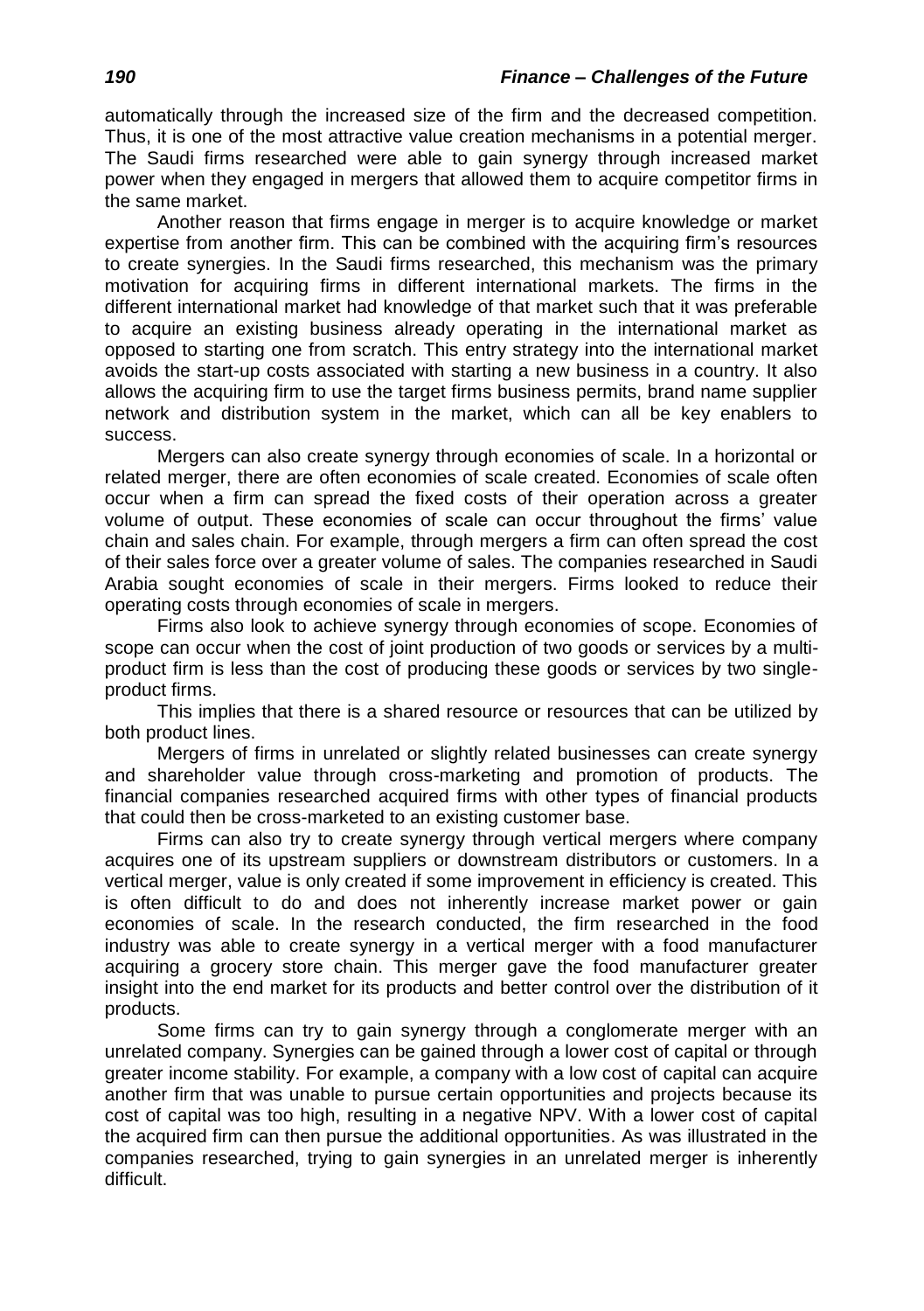automatically through the increased size of the firm and the decreased competition. Thus, it is one of the most attractive value creation mechanisms in a potential merger. The Saudi firms researched were able to gain synergy through increased market power when they engaged in mergers that allowed them to acquire competitor firms in the same market.

Another reason that firms engage in merger is to acquire knowledge or market expertise from another firm. This can be combined with the acquiring firm's resources to create synergies. In the Saudi firms researched, this mechanism was the primary motivation for acquiring firms in different international markets. The firms in the different international market had knowledge of that market such that it was preferable to acquire an existing business already operating in the international market as opposed to starting one from scratch. This entry strategy into the international market avoids the start-up costs associated with starting a new business in a country. It also allows the acquiring firm to use the target firms business permits, brand name supplier network and distribution system in the market, which can all be key enablers to success.

Mergers can also create synergy through economies of scale. In a horizontal or related merger, there are often economies of scale created. Economies of scale often occur when a firm can spread the fixed costs of their operation across a greater volume of output. These economies of scale can occur throughout the firms' value chain and sales chain. For example, through mergers a firm can often spread the cost of their sales force over a greater volume of sales. The companies researched in Saudi Arabia sought economies of scale in their mergers. Firms looked to reduce their operating costs through economies of scale in mergers.

Firms also look to achieve synergy through economies of scope. Economies of scope can occur when the cost of joint production of two goods or services by a multi-product firm is less than the cost of producing these goods or services by two single-product firms.

This implies that there is a shared resource or resources that can be utilized by both product lines.

Mergers of firms in unrelated or slightly related businesses can create synergy and shareholder value through cross-marketing and promotion of products. The financial companies researched acquired firms with other types of financial products that could then be cross-marketed to an existing customer base.

Firms can also try to create synergy through vertical mergers where company acquires one of its upstream suppliers or downstream distributors or customers. In a vertical merger, value is only created if some improvement in efficiency is created. This is often difficult to do and does not inherently increase market power or gain economies of scale. In the research conducted, the firm researched in the food industry was able to create synergy in a vertical merger with a food manufacturer acquiring a grocery store chain. This merger gave the food manufacturer greater insight into the end market for its products and better control over the distribution of it products.

Some firms can try to gain synergy through a conglomerate merger with an unrelated company. Synergies can be gained through a lower cost of capital or through greater income stability. For example, a company with a low cost of capital can acquire another firm that was unable to pursue certain opportunities and projects because its cost of capital was too high, resulting in a negative NPV. With a lower cost of capital the acquired firm can then pursue the additional opportunities. As was illustrated in the companies researched, trying to gain synergies in an unrelated merger is inherently difficult.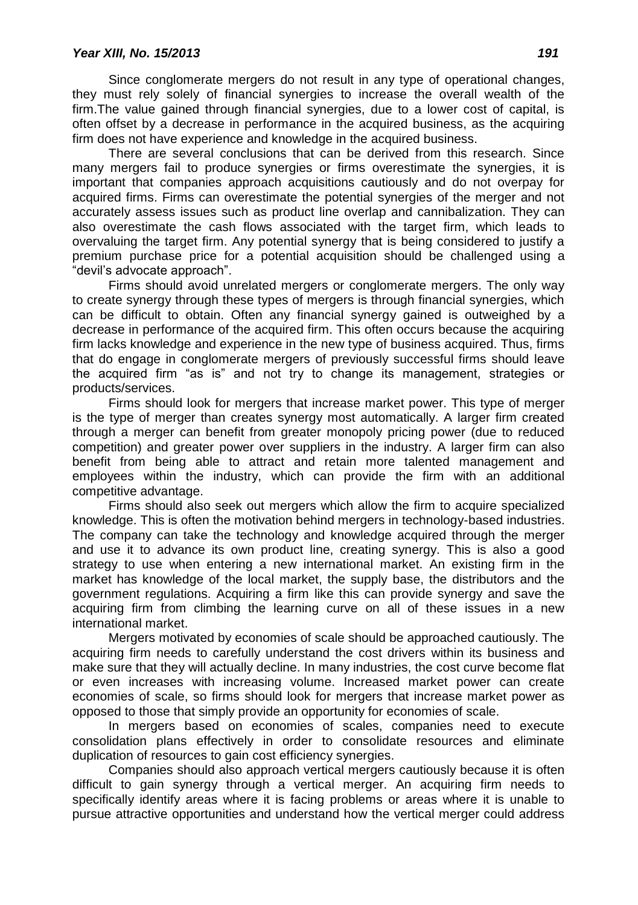Since conglomerate mergers do not result in any type of operational changes, they must rely solely of financial synergies to increase the overall wealth of the firm.The value gained through financial synergies, due to a lower cost of capital, is often offset by a decrease in performance in the acquired business, as the acquiring firm does not have experience and knowledge in the acquired business.

There are several conclusions that can be derived from this research. Since many mergers fail to produce synergies or firms overestimate the synergies, it is important that companies approach acquisitions cautiously and do not overpay for acquired firms. Firms can overestimate the potential synergies of the merger and not accurately assess issues such as product line overlap and cannibalization. They can also overestimate the cash flows associated with the target firm, which leads to overvaluing the target firm. Any potential synergy that is being considered to justify a premium purchase price for a potential acquisition should be challenged using a "devil's advocate approach".

Firms should avoid unrelated mergers or conglomerate mergers. The only way to create synergy through these types of mergers is through financial synergies, which can be difficult to obtain. Often any financial synergy gained is outweighed by a decrease in performance of the acquired firm. This often occurs because the acquiring firm lacks knowledge and experience in the new type of business acquired. Thus, firms that do engage in conglomerate mergers of previously successful firms should leave the acquired firm "as is" and not try to change its management, strategies or products/services.

Firms should look for mergers that increase market power. This type of merger is the type of merger than creates synergy most automatically. A larger firm created through a merger can benefit from greater monopoly pricing power (due to reduced competition) and greater power over suppliers in the industry. A larger firm can also benefit from being able to attract and retain more talented management and employees within the industry, which can provide the firm with an additional competitive advantage.

Firms should also seek out mergers which allow the firm to acquire specialized knowledge. This is often the motivation behind mergers in technology-based industries. The company can take the technology and knowledge acquired through the merger and use it to advance its own product line, creating synergy. This is also a good strategy to use when entering a new international market. An existing firm in the market has knowledge of the local market, the supply base, the distributors and the government regulations. Acquiring a firm like this can provide synergy and save the acquiring firm from climbing the learning curve on all of these issues in a new international market.

Mergers motivated by economies of scale should be approached cautiously. The acquiring firm needs to carefully understand the cost drivers within its business and make sure that they will actually decline. In many industries, the cost curve become flat or even increases with increasing volume. Increased market power can create economies of scale, so firms should look for mergers that increase market power as opposed to those that simply provide an opportunity for economies of scale.

In mergers based on economies of scales, companies need to execute consolidation plans effectively in order to consolidate resources and eliminate duplication of resources to gain cost efficiency synergies.

Companies should also approach vertical mergers cautiously because it is often difficult to gain synergy through a vertical merger. An acquiring firm needs to specifically identify areas where it is facing problems or areas where it is unable to pursue attractive opportunities and understand how the vertical merger could address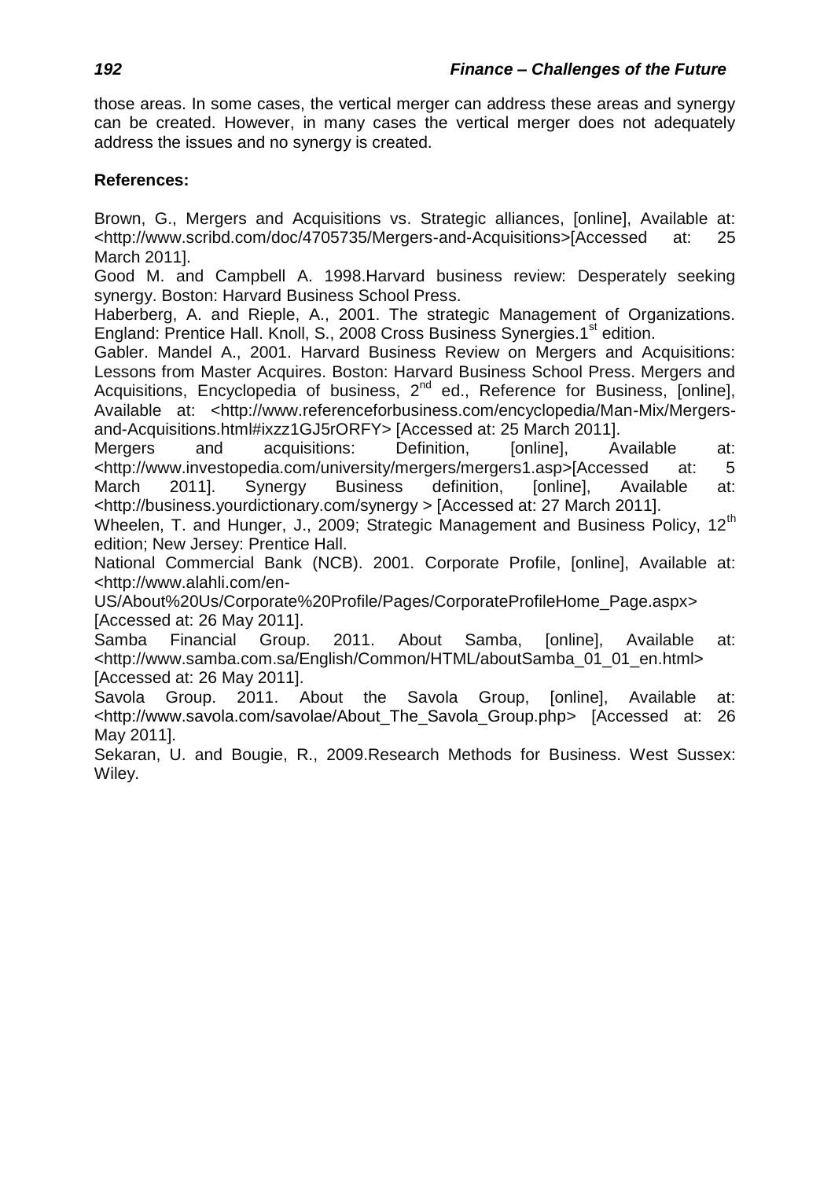those areas. In some cases, the vertical merger can address these areas and synergy can be created. However, in many cases the vertical merger does not adequately address the issues and no synergy is created.

**References:**

Brown, G., Mergers and Acquisitions vs. Strategic alliances, [online], Available at: <http://www.scribd.com/doc/4705735/Mergers-and-Acquisitions>[Accessed at: 25 March 2011].

Good M. and Campbell A. 1998.Harvard business review: Desperately seeking synergy. Boston: Harvard Business School Press.

Haberberg, A. and Rieple, A., 2001. The strategic Management of Organizations. England: Prentice Hall. Knoll, S., 2008 Cross Business Synergies.1st edition.

Gabler. Mandel A., 2001. Harvard Business Review on Mergers and Acquisitions: Lessons from Master Acquires. Boston: Harvard Business School Press. Mergers and Acquisitions, Encyclopedia of business, 2nd ed., Reference for Business, [online], Available at: <http://www.referenceforbusiness.com/encyclopedia/Man-Mix/Mergers-and-Acquisitions.html#ixzz1GJ5rORFY> [Accessed at: 25 March 2011].

Mergers and acquisitions: Definition, [online], Available at: <http://www.investopedia.com/university/mergers/mergers1.asp>[Accessed at: 5 March 2011]. Synergy Business definition, [online], Available at: <http://business.yourdictionary.com/synergy > [Accessed at: 27 March 2011].

Wheelen, T. and Hunger, J., 2009; Strategic Management and Business Policy, 12th edition; New Jersey: Prentice Hall.

National Commercial Bank (NCB). 2001. Corporate Profile, [online], Available at: <http://www.alahli.com/en-US/About%20Us/Corporate%20Profile/Pages/CorporateProfileHome_Page.aspx> [Accessed at: 26 May 2011].

Samba Financial Group. 2011. About Samba, [online], Available at: <http://www.samba.com.sa/English/Common/HTML/aboutSamba_01_01_en.html> [Accessed at: 26 May 2011].

Savola Group. 2011. About the Savola Group, [online], Available at: <http://www.savola.com/savolae/About_The_Savola_Group.php> [Accessed at: 26 May 2011].

Sekaran, U. and Bougie, R., 2009.Research Methods for Business. West Sussex: Wiley.